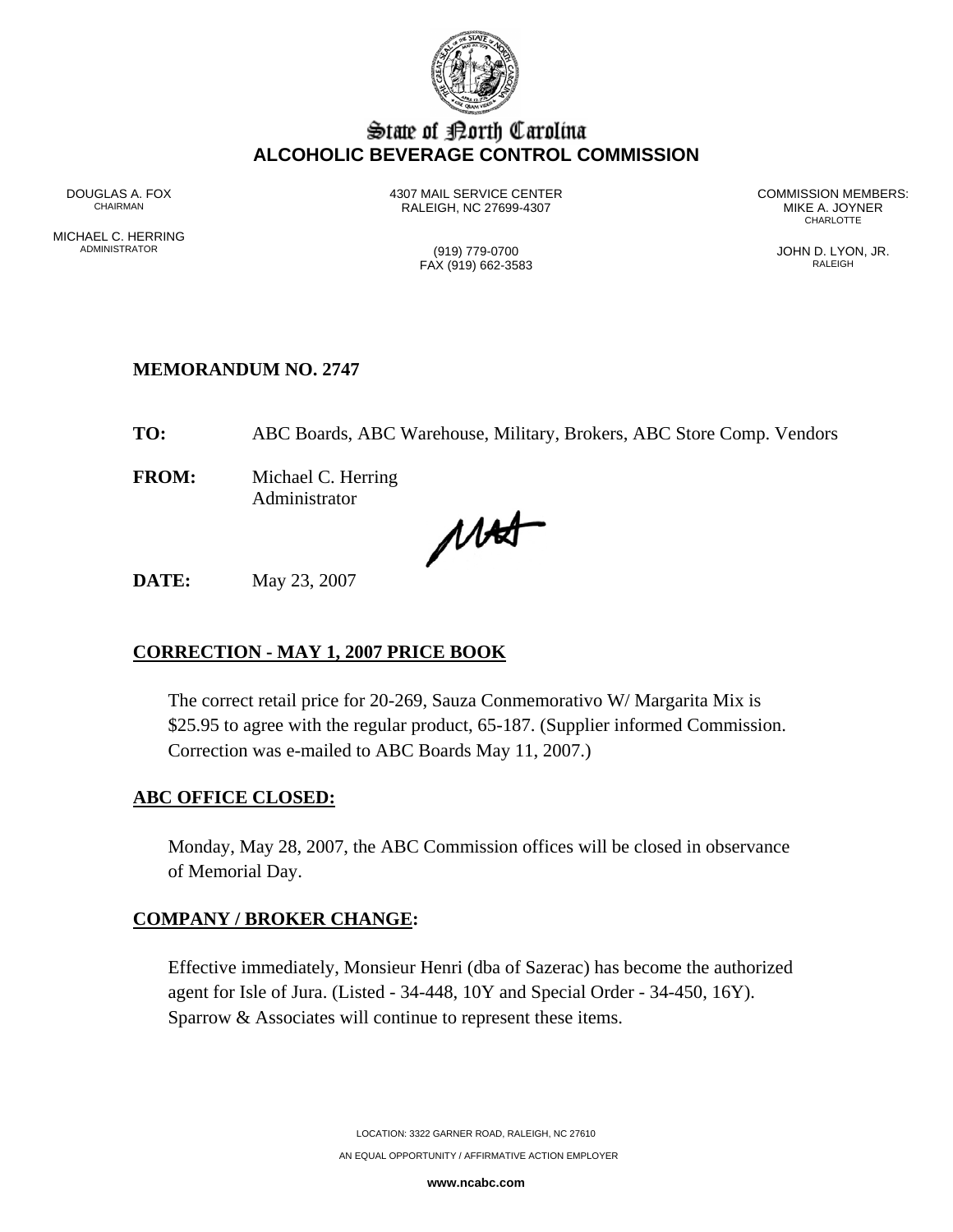# State of North Carolina
## ALCOHOLIC BEVERAGE CONTROL COMMISSION

DOUGLAS A. FOX
CHAIRMAN

MICHAEL C. HERRING
ADMINISTRATOR

4307 MAIL SERVICE CENTER
RALEIGH, NC 27699-4307

(919) 779-0700
FAX (919) 662-3583

COMMISSION MEMBERS:
MIKE A. JOYNER
CHARLOTTE

JOHN D. LYON, JR.
RALEIGH

**MEMORANDUM NO. 2747**

**TO:** ABC Boards, ABC Warehouse, Military, Brokers, ABC Store Comp. Vendors

**FROM:** Michael C. Herring
Administrator

**DATE:** May 23, 2007

**CORRECTION - MAY 1, 2007 PRICE BOOK**

The correct retail price for 20-269, Sauza Conmemorativo W/ Margarita Mix is $25.95 to agree with the regular product, 65-187. (Supplier informed Commission. Correction was e-mailed to ABC Boards May 11, 2007.)

**ABC OFFICE CLOSED:**

Monday, May 28, 2007, the ABC Commission offices will be closed in observance of Memorial Day.

**COMPANY / BROKER CHANGE:**

Effective immediately, Monsieur Henri (dba of Sazerac) has become the authorized agent for Isle of Jura. (Listed - 34-448, 10Y and Special Order - 34-450, 16Y). Sparrow & Associates will continue to represent these items.

LOCATION: 3322 GARNER ROAD, RALEIGH, NC 27610

AN EQUAL OPPORTUNITY / AFFIRMATIVE ACTION EMPLOYER

www.ncabc.com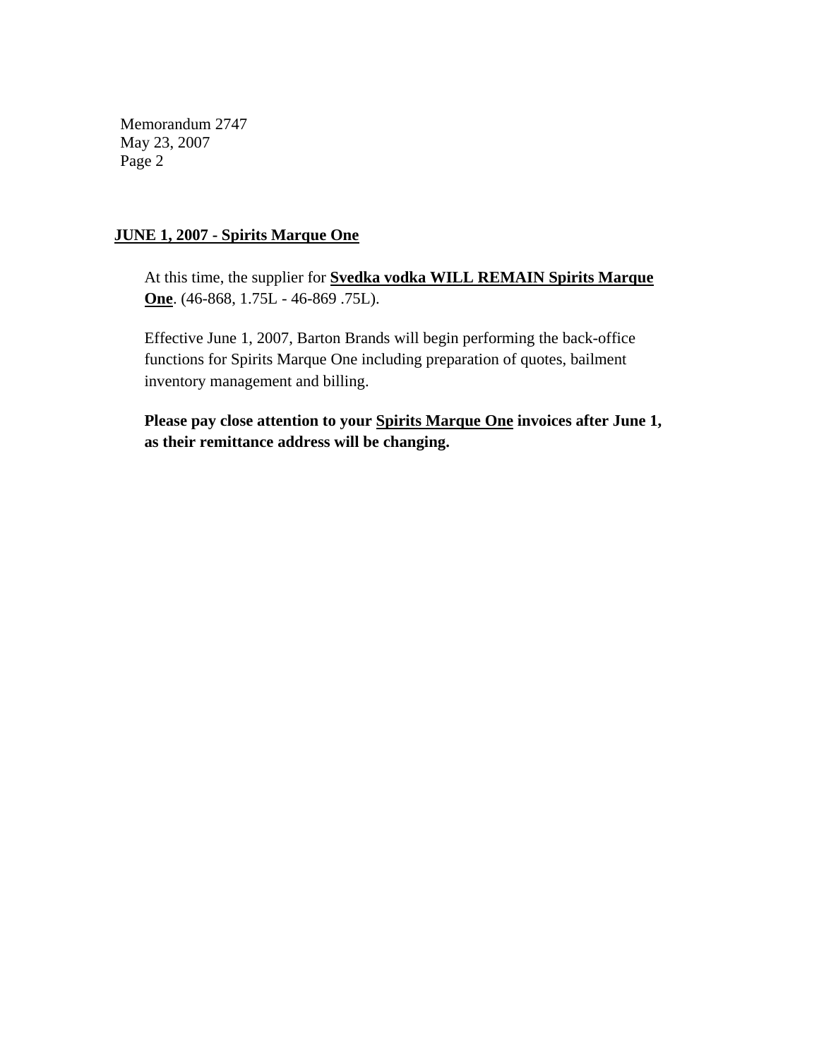**JUNE 1, 2007 - Spirits Marque One**

At this time, the supplier for **Svedka vodka WILL REMAIN Spirits Marque One**. (46-868, 1.75L - 46-869 .75L).

Effective June 1, 2007, Barton Brands will begin performing the back-office functions for Spirits Marque One including preparation of quotes, bailment inventory management and billing.

**Please pay close attention to your Spirits Marque One invoices after June 1, as their remittance address will be changing.**